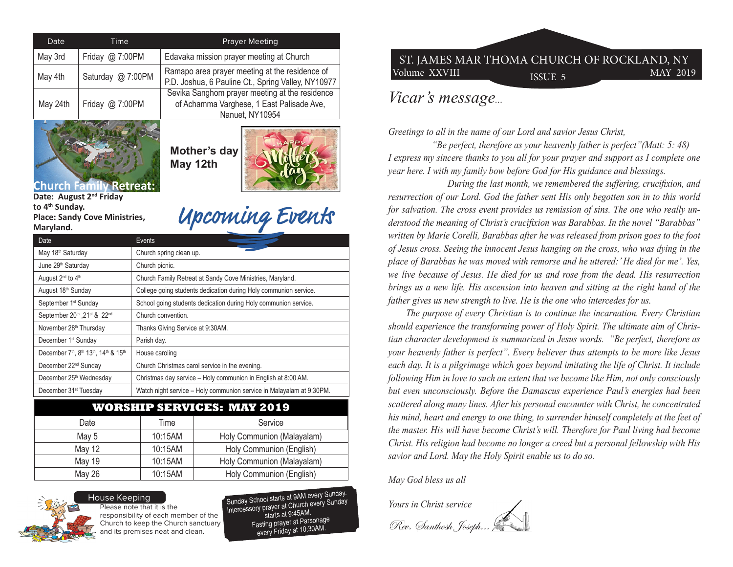# ST. JAMES MAR THOMA CHURCH OF ROCKLAND, NY

Volume XXVIII | ISSUE 5 | MAY 2019

## *Vicar's message...*

*Greetings to all in the name of our Lord and savior Jesus Christ,*

*"Be perfect, therefore as your heavenly father is perfect"(Matt: 5: 48)*

*I express my sincere thanks to you all for your prayer and support as I complete one year here. I with my family bow before God for His guidance and blessings.*

*During the last month, we remembered the suffering, crucifixion, and resurrection of our Lord. God the father sent His only begotten son in to this world for salvation. The cross event provides us remission of sins. The one who really understood the meaning of Christ's crucifixion was Barabbas. In the novel "Barabbas" written by Marie Corelli, Barabbas after he was released from prison goes to the foot of Jesus cross. Seeing the innocent Jesus hanging on the cross, who was dying in the place of Barabbas he was moved with remorse and he uttered:' He died for me'. Yes, we live because of Jesus. He died for us and rose from the dead. His resurrection brings us a new life. His ascension into heaven and sitting at the right hand of the father gives us new strength to live. He is the one who intercedes for us.*

*The purpose of every Christian is to continue the incarnation. Every Christian should experience the transforming power of Holy Spirit. The ultimate aim of Christian character development is summarized in Jesus words. "Be perfect, therefore as your heavenly father is perfect". Every believer thus attempts to be more like Jesus each day. It is a pilgrimage which goes beyond imitating the life of Christ. It include following Him in love to such an extent that we become like Him, not only consciously but even unconsciously. Before the Damascus experience Paul's energies had been scattered along many lines. After his personal encounter with Christ, he concentrated his mind, heart and energy to one thing, to surrender himself completely at the feet of the master. His will have become Christ's will. Therefore for Paul living had become Christ. His religion had become no longer a creed but a personal fellowship with His savior and Lord. May the Holy Spirit enable us to do so.*

*May God bless us all*

*Yours in Christ service*

*Rev. Santhosh Joseph...*

| Date | Time | Prayer Meeting |
|---|---|---|
| May 3rd | Friday @ 7:00PM | Edavaka mission prayer meeting at Church |
| May 4th | Saturday @ 7:00PM | Ramapo area prayer meeting at the residence of P.D. Joshua, 6 Pauline Ct., Spring Valley, NY10977 |
| May 24th | Friday @ 7:00PM | Sevika Sanghom prayer meeting at the residence of Achamma Varghese, 1 East Palisade Ave, Nanuet, NY10954 |

**Church Family Retreat:**
**Date: August 2nd Friday to 4th Sunday.**
**Place: Sandy Cove Ministries, Maryland.**

**Mother's day May 12th**

## Upcoming Events

| Date | Events |
|---|---|
| May 18th Saturday | Church spring clean up. |
| June 29th Saturday | Church picnic. |
| August 2nd to 4th | Church Family Retreat at Sandy Cove Ministries, Maryland. |
| August 18th Sunday | College going students dedication during Holy communion service. |
| September 1st Sunday | School going students dedication during Holy communion service. |
| September 20th ,21st & 22nd | Church convention. |
| November 28th Thursday | Thanks Giving Service at 9:30AM. |
| December 1st Sunday | Parish day. |
| December 7th, 8th 13th, 14th & 15th | House caroling |
| December 22nd Sunday | Church Christmas carol service in the evening. |
| December 25th Wednesday | Christmas day service – Holy communion in English at 8:00 AM. |
| December 31st Tuesday | Watch night service – Holy communion service in Malayalam at 9:30PM. |

## WORSHIP SERVICES: MAY 2019

| Date | Time | Service |
|---|---|---|
| May 5 | 10:15AM | Holy Communion (Malayalam) |
| May 12 | 10:15AM | Holy Communion (English) |
| May 19 | 10:15AM | Holy Communion (Malayalam) |
| May 26 | 10:15AM | Holy Communion (English) |

**House Keeping**

Please note that it is the responsibility of each member of the Church to keep the Church sanctuary and its premises neat and clean.

Sunday School starts at 9AM every Sunday.
Intercessory prayer at Church every Sunday starts at 9:45AM.
Fasting prayer at Parsonage every Friday at 10:30AM.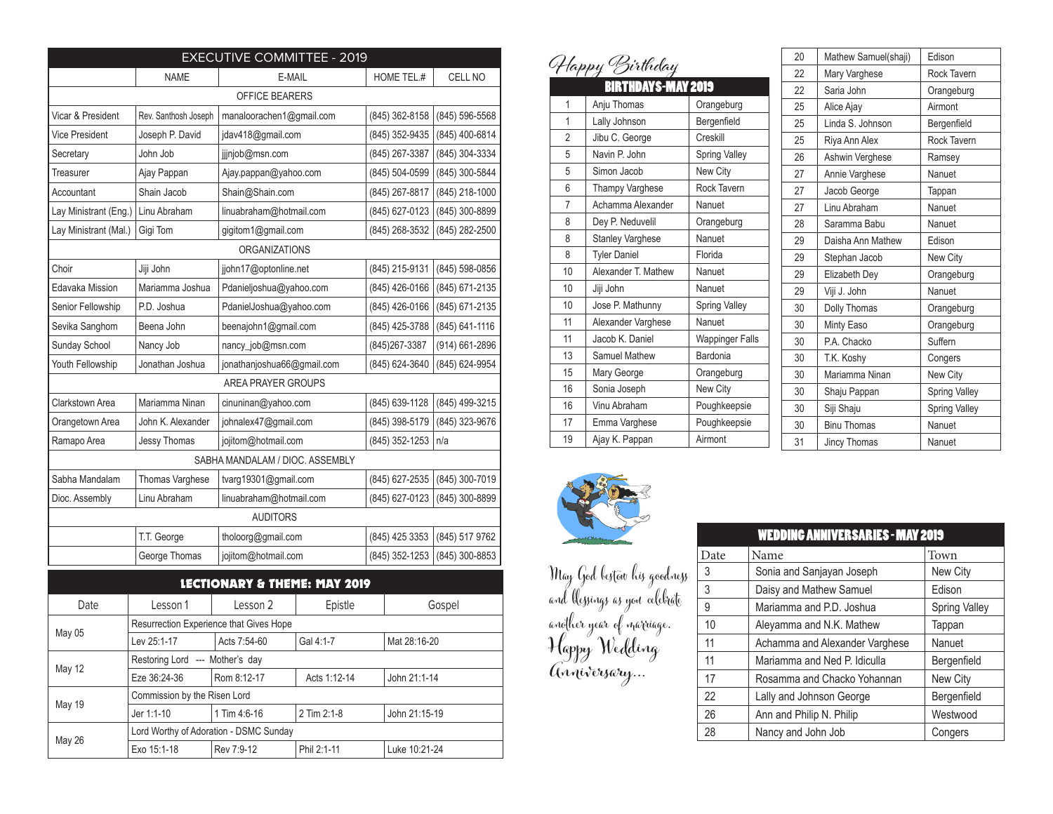## EXECUTIVE COMMITTEE - 2019

| | NAME | E-MAIL | HOME TEL.# | CELL NO |
|---|---|---|---|---|
| OFFICE BEARERS | | | | |
| Vicar & President | Rev. Santhosh Joseph | manaloorachen1@gmail.com | (845) 362-8158 | (845) 596-5568 |
| Vice President | Joseph P. David | jdav418@gmail.com | (845) 352-9435 | (845) 400-6814 |
| Secretary | John Job | jjjnjob@msn.com | (845) 267-3387 | (845) 304-3334 |
| Treasurer | Ajay Pappan | Ajay.pappan@yahoo.com | (845) 504-0599 | (845) 300-5844 |
| Accountant | Shain Jacob | Shain@Shain.com | (845) 267-8817 | (845) 218-1000 |
| Lay Ministrant (Eng.) | Linu Abraham | linuabraham@hotmail.com | (845) 627-0123 | (845) 300-8899 |
| Lay Ministrant (Mal.) | Gigi Tom | gigitom1@gmail.com | (845) 268-3532 | (845) 282-2500 |
| ORGANIZATIONS | | | | |
| Choir | Jiji John | jjohn17@optonline.net | (845) 215-9131 | (845) 598-0856 |
| Edavaka Mission | Mariamma Joshua | Pdanieljoshua@yahoo.com | (845) 426-0166 | (845) 671-2135 |
| Senior Fellowship | P.D. Joshua | PdanielJoshua@yahoo.com | (845) 426-0166 | (845) 671-2135 |
| Sevika Sanghom | Beena John | beenajohn1@gmail.com | (845) 425-3788 | (845) 641-1116 |
| Sunday School | Nancy Job | nancy_job@msn.com | (845)267-3387 | (914) 661-2896 |
| Youth Fellowship | Jonathan Joshua | jonathanjoshua66@gmail.com | (845) 624-3640 | (845) 624-9954 |
| AREA PRAYER GROUPS | | | | |
| Clarkstown Area | Mariamma Ninan | cinuninan@yahoo.com | (845) 639-1128 | (845) 499-3215 |
| Orangetown Area | John K. Alexander | johnalex47@gmail.com | (845) 398-5179 | (845) 323-9676 |
| Ramapo Area | Jessy Thomas | jojitom@hotmail.com | (845) 352-1253 | n/a |
| SABHA MANDALAM / DIOC. ASSEMBLY | | | | |
| Sabha Mandalam | Thomas Varghese | tvarg19301@gmail.com | (845) 627-2535 | (845) 300-7019 |
| Dioc. Assembly | Linu Abraham | linuabraham@hotmail.com | (845) 627-0123 | (845) 300-8899 |
| AUDITORS | | | | |
| | T.T. George | tholoorg@gmail.com | (845) 425 3353 | (845) 517 9762 |
| | George Thomas | jojitom@hotmail.com | (845) 352-1253 | (845) 300-8853 |

## LECTIONARY & THEME: MAY 2019

| Date | Lesson 1 | Lesson 2 | Epistle | Gospel |
|---|---|---|---|---|
| May 05 | Resurrection Experience that Gives Hope | | | |
| | Lev 25:1-17 | Acts 7:54-60 | Gal 4:1-7 | Mat 28:16-20 |
| May 12 | Restoring Lord --- Mother's day | | | |
| | Eze 36:24-36 | Rom 8:12-17 | Acts 1:12-14 | John 21:1-14 |
| May 19 | Commission by the Risen Lord | | | |
| | Jer 1:1-10 | 1 Tim 4:6-16 | 2 Tim 2:1-8 | John 21:15-19 |
| May 26 | Lord Worthy of Adoration - DSMC Sunday | | | |
| | Exo 15:1-18 | Rev 7:9-12 | Phil 2:1-11 | Luke 10:21-24 |

## Happy Birthday

### BIRTHDAYS-MAY 2019

| | | |
|---|---|---|
| 1 | Anju Thomas | Orangeburg |
| 1 | Lally Johnson | Bergenfield |
| 2 | Jibu C. George | Creskill |
| 5 | Navin P. John | Spring Valley |
| 5 | Simon Jacob | New City |
| 6 | Thampy Varghese | Rock Tavern |
| 7 | Achamma Alexander | Nanuet |
| 8 | Dey P. Neduvelil | Orangeburg |
| 8 | Stanley Varghese | Nanuet |
| 8 | Tyler Daniel | Florida |
| 10 | Alexander T. Mathew | Nanuet |
| 10 | Jiji John | Nanuet |
| 10 | Jose P. Mathunny | Spring Valley |
| 11 | Alexander Varghese | Nanuet |
| 11 | Jacob K. Daniel | Wappinger Falls |
| 13 | Samuel Mathew | Bardonia |
| 15 | Mary George | Orangeburg |
| 16 | Sonia Joseph | New City |
| 16 | Vinu Abraham | Poughkeepsie |
| 17 | Emma Varghese | Poughkeepsie |
| 19 | Ajay K. Pappan | Airmont |
| 20 | Mathew Samuel(shaji) | Edison |
| 22 | Mary Varghese | Rock Tavern |
| 22 | Saria John | Orangeburg |
| 25 | Alice Ajay | Airmont |
| 25 | Linda S. Johnson | Bergenfield |
| 25 | Riya Ann Alex | Rock Tavern |
| 26 | Ashwin Verghese | Ramsey |
| 27 | Annie Varghese | Nanuet |
| 27 | Jacob George | Tappan |
| 27 | Linu Abraham | Nanuet |
| 28 | Saramma Babu | Nanuet |
| 29 | Daisha Ann Mathew | Edison |
| 29 | Stephan Jacob | New City |
| 29 | Elizabeth Dey | Orangeburg |
| 29 | Viji J. John | Nanuet |
| 30 | Dolly Thomas | Orangeburg |
| 30 | Minty Easo | Orangeburg |
| 30 | P.A. Chacko | Suffern |
| 30 | T.K. Koshy | Congers |
| 30 | Mariamma Ninan | New City |
| 30 | Shaju Pappan | Spring Valley |
| 30 | Siji Shaju | Spring Valley |
| 30 | Binu Thomas | Nanuet |
| 31 | Jincy Thomas | Nanuet |

*May God bestow his goodness and blessings as you celebrate another year of marriage. Happy Wedding Anniversary...*

### WEDDING ANNIVERSARIES - MAY 2019

| Date | Name | Town |
|---|---|---|
| 3 | Sonia and Sanjayan Joseph | New City |
| 3 | Daisy and Mathew Samuel | Edison |
| 9 | Mariamma and P.D. Joshua | Spring Valley |
| 10 | Aleyamma and N.K. Mathew | Tappan |
| 11 | Achamma and Alexander Varghese | Nanuet |
| 11 | Mariamma and Ned P. Idiculla | Bergenfield |
| 17 | Rosamma and Chacko Yohannan | New City |
| 22 | Lally and Johnson George | Bergenfield |
| 26 | Ann and Philip N. Philip | Westwood |
| 28 | Nancy and John Job | Congers |